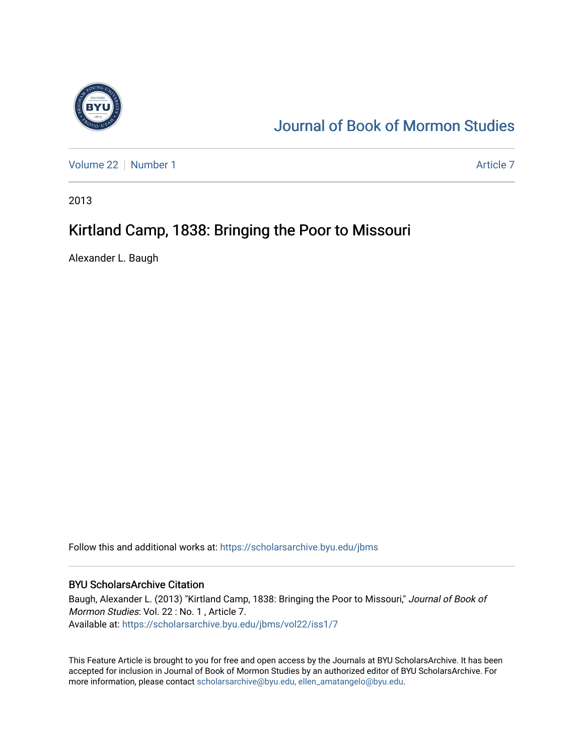# Journal of Book of Mormon Studies

Volume 22 | Number 1 | Article 7

2013

## Kirtland Camp, 1838: Bringing the Poor to Missouri

Alexander L. Baugh

Follow this and additional works at: https://scholarsarchive.byu.edu/jbms

### BYU ScholarsArchive Citation

Baugh, Alexander L. (2013) "Kirtland Camp, 1838: Bringing the Poor to Missouri," *Journal of Book of Mormon Studies*: Vol. 22 : No. 1 , Article 7.
Available at: https://scholarsarchive.byu.edu/jbms/vol22/iss1/7

This Feature Article is brought to you for free and open access by the Journals at BYU ScholarsArchive. It has been accepted for inclusion in Journal of Book of Mormon Studies by an authorized editor of BYU ScholarsArchive. For more information, please contact scholarsarchive@byu.edu, ellen_amatangelo@byu.edu.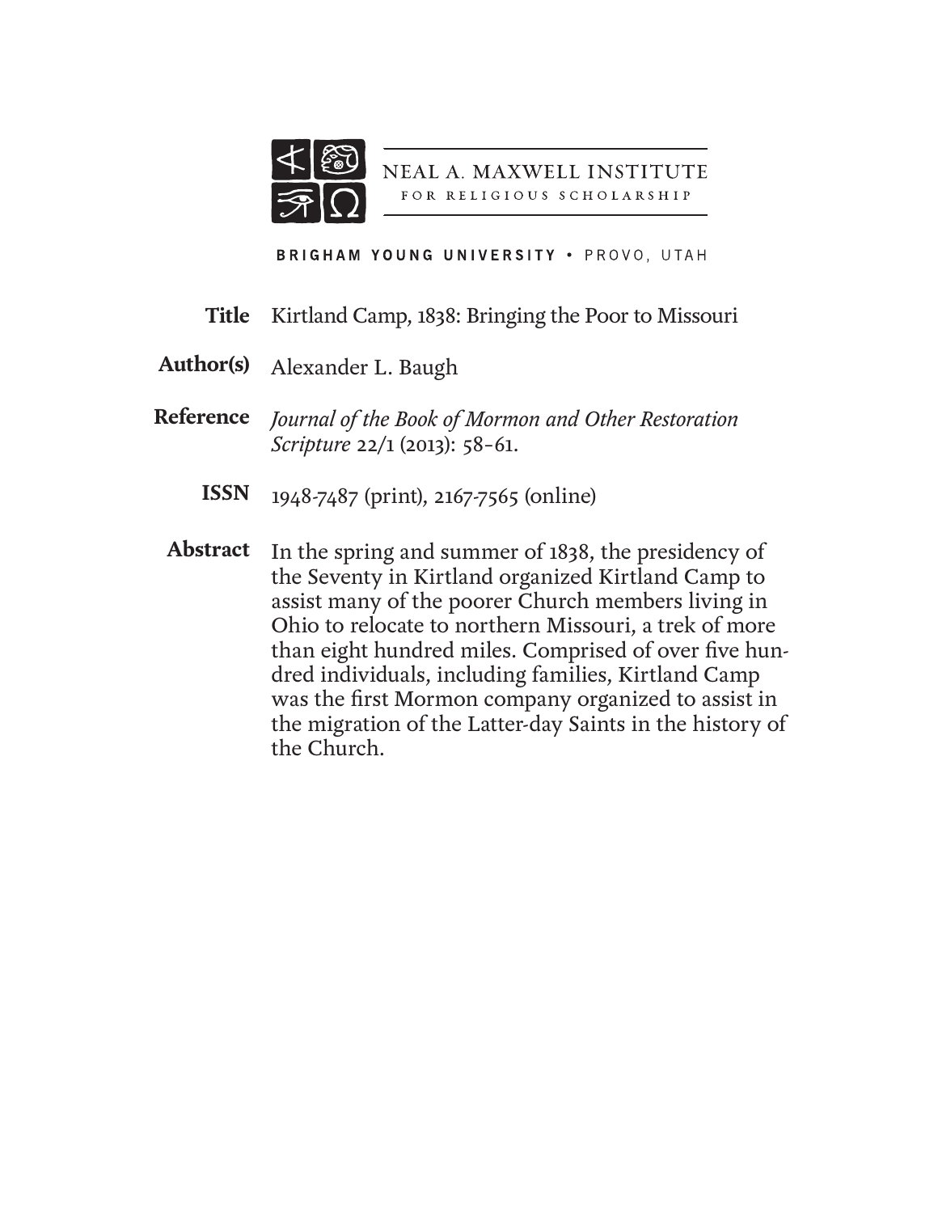NEAL A. MAXWELL INSTITUTE
FOR RELIGIOUS SCHOLARSHIP

BRIGHAM YOUNG UNIVERSITY • PROVO, UTAH

**Title** Kirtland Camp, 1838: Bringing the Poor to Missouri

**Author(s)** Alexander L. Baugh

**Reference** *Journal of the Book of Mormon and Other Restoration Scripture* 22/1 (2013): 58–61.

**ISSN** 1948-7487 (print), 2167-7565 (online)

**Abstract** In the spring and summer of 1838, the presidency of the Seventy in Kirtland organized Kirtland Camp to assist many of the poorer Church members living in Ohio to relocate to northern Missouri, a trek of more than eight hundred miles. Comprised of over five hundred individuals, including families, Kirtland Camp was the first Mormon company organized to assist in the migration of the Latter-day Saints in the history of the Church.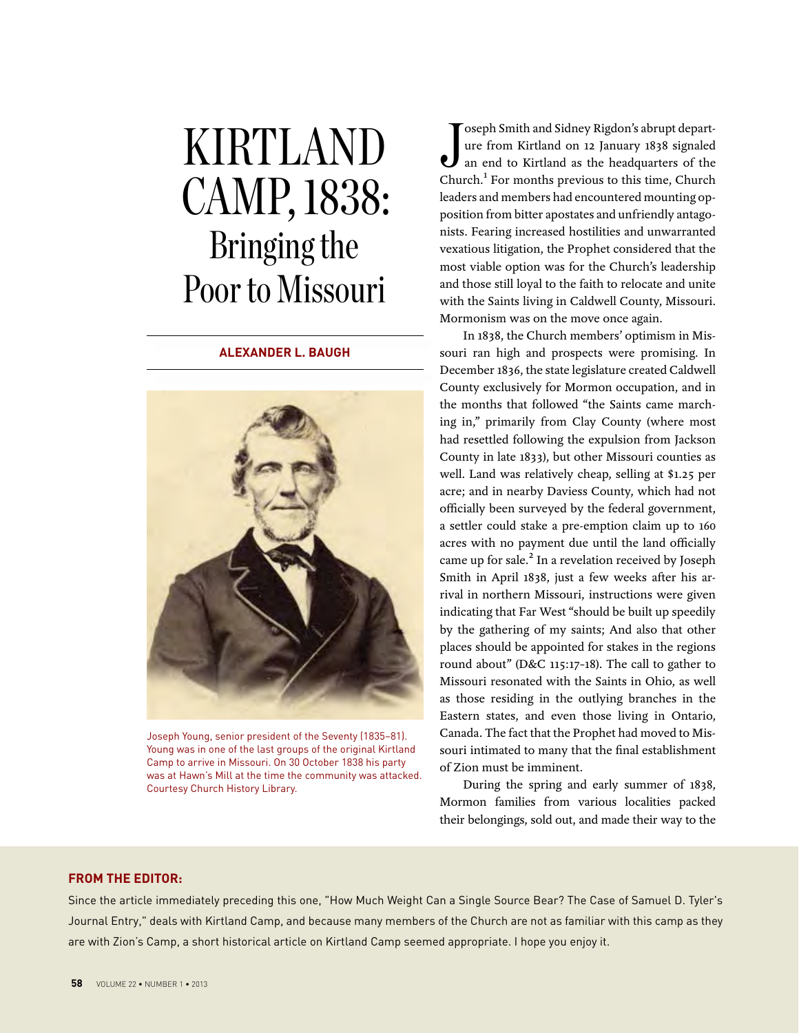# KIRTLAND CAMP, 1838: Bringing the Poor to Missouri

**ALEXANDER L. BAUGH**

Joseph Young, senior president of the Seventy (1835–81). Young was in one of the last groups of the original Kirtland Camp to arrive in Missouri. On 30 October 1838 his party was at Hawn's Mill at the time the community was attacked. Courtesy Church History Library.

Joseph Smith and Sidney Rigdon's abrupt departure from Kirtland on 12 January 1838 signaled an end to Kirtland as the headquarters of the Church.[1] For months previous to this time, Church leaders and members had encountered mounting opposition from bitter apostates and unfriendly antagonists. Fearing increased hostilities and unwarranted vexatious litigation, the Prophet considered that the most viable option was for the Church's leadership and those still loyal to the faith to relocate and unite with the Saints living in Caldwell County, Missouri. Mormonism was on the move once again.

In 1838, the Church members' optimism in Missouri ran high and prospects were promising. In December 1836, the state legislature created Caldwell County exclusively for Mormon occupation, and in the months that followed "the Saints came marching in," primarily from Clay County (where most had resettled following the expulsion from Jackson County in late 1833), but other Missouri counties as well. Land was relatively cheap, selling at $1.25 per acre; and in nearby Daviess County, which had not officially been surveyed by the federal government, a settler could stake a pre-emption claim up to 160 acres with no payment due until the land officially came up for sale.[2] In a revelation received by Joseph Smith in April 1838, just a few weeks after his arrival in northern Missouri, instructions were given indicating that Far West "should be built up speedily by the gathering of my saints; And also that other places should be appointed for stakes in the regions round about" (D&C 115:17–18). The call to gather to Missouri resonated with the Saints in Ohio, as well as those residing in the outlying branches in the Eastern states, and even those living in Ontario, Canada. The fact that the Prophet had moved to Missouri intimated to many that the final establishment of Zion must be imminent.

During the spring and early summer of 1838, Mormon families from various localities packed their belongings, sold out, and made their way to the

**FROM THE EDITOR:**

Since the article immediately preceding this one, "How Much Weight Can a Single Source Bear? The Case of Samuel D. Tyler's Journal Entry," deals with Kirtland Camp, and because many members of the Church are not as familiar with this camp as they are with Zion's Camp, a short historical article on Kirtland Camp seemed appropriate. I hope you enjoy it.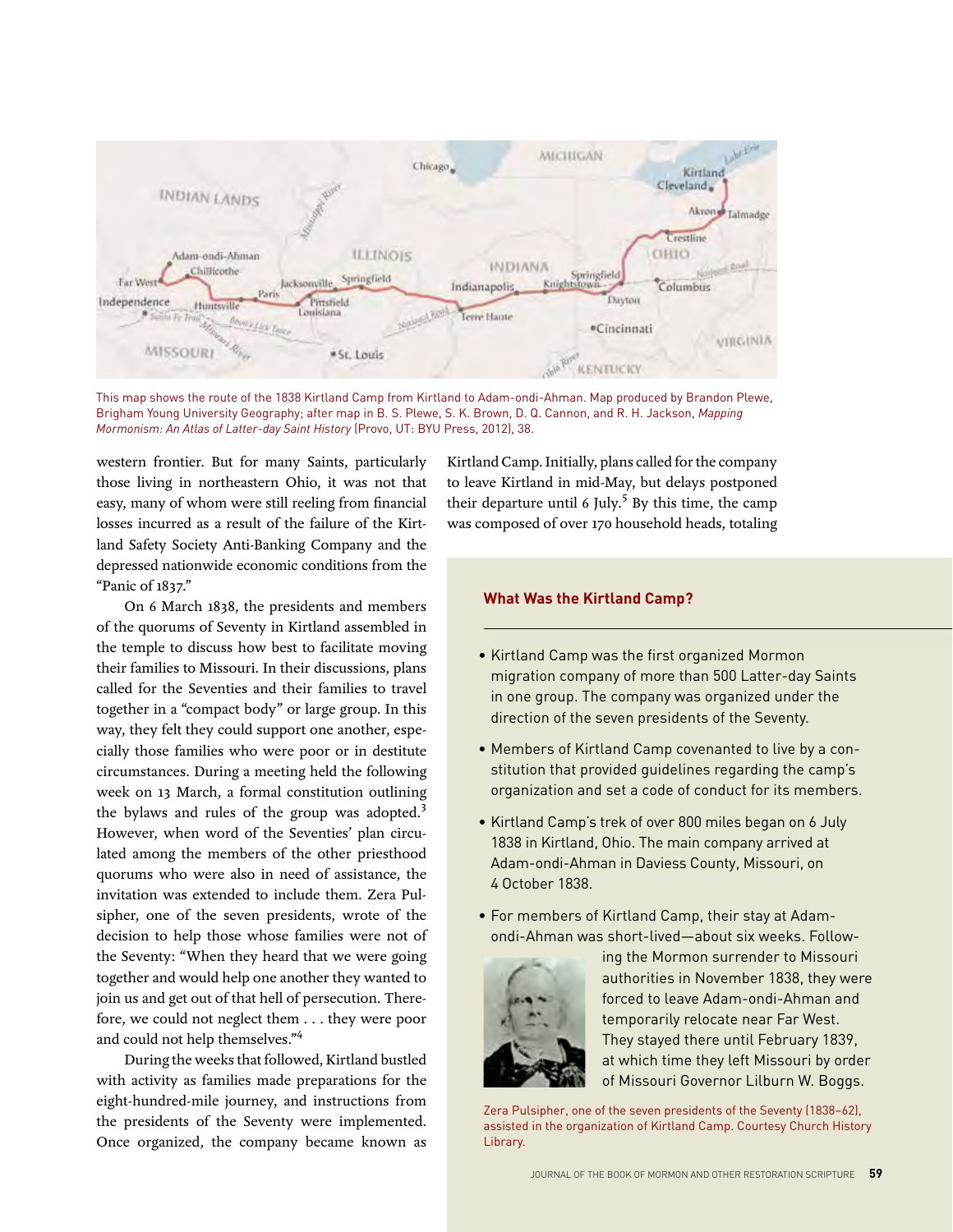This map shows the route of the 1838 Kirtland Camp from Kirtland to Adam-ondi-Ahman. Map produced by Brandon Plewe, Brigham Young University Geography; after map in B. S. Plewe, S. K. Brown, D. Q. Cannon, and R. H. Jackson, *Mapping Mormonism: An Atlas of Latter-day Saint History* (Provo, UT: BYU Press, 2012), 38.

western frontier. But for many Saints, particularly those living in northeastern Ohio, it was not that easy, many of whom were still reeling from financial losses incurred as a result of the failure of the Kirtland Safety Society Anti-Banking Company and the depressed nationwide economic conditions from the "Panic of 1837."

On 6 March 1838, the presidents and members of the quorums of Seventy in Kirtland assembled in the temple to discuss how best to facilitate moving their families to Missouri. In their discussions, plans called for the Seventies and their families to travel together in a "compact body" or large group. In this way, they felt they could support one another, especially those families who were poor or in destitute circumstances. During a meeting held the following week on 13 March, a formal constitution outlining the bylaws and rules of the group was adopted.[3] However, when word of the Seventies' plan circulated among the members of the other priesthood quorums who were also in need of assistance, the invitation was extended to include them. Zera Pulsipher, one of the seven presidents, wrote of the decision to help those whose families were not of the Seventy: "When they heard that we were going together and would help one another they wanted to join us and get out of that hell of persecution. Therefore, we could not neglect them . . . they were poor and could not help themselves."[4]

During the weeks that followed, Kirtland bustled with activity as families made preparations for the eight-hundred-mile journey, and instructions from the presidents of the Seventy were implemented. Once organized, the company became known as Kirtland Camp. Initially, plans called for the company to leave Kirtland in mid-May, but delays postponed their departure until 6 July.[5] By this time, the camp was composed of over 170 household heads, totaling

### What Was the Kirtland Camp?

- Kirtland Camp was the first organized Mormon migration company of more than 500 Latter-day Saints in one group. The company was organized under the direction of the seven presidents of the Seventy.
- Members of Kirtland Camp covenanted to live by a constitution that provided guidelines regarding the camp's organization and set a code of conduct for its members.
- Kirtland Camp's trek of over 800 miles began on 6 July 1838 in Kirtland, Ohio. The main company arrived at Adam-ondi-Ahman in Daviess County, Missouri, on 4 October 1838.
- For members of Kirtland Camp, their stay at Adam-ondi-Ahman was short-lived—about six weeks. Following the Mormon surrender to Missouri authorities in November 1838, they were forced to leave Adam-ondi-Ahman and temporarily relocate near Far West. They stayed there until February 1839, at which time they left Missouri by order of Missouri Governor Lilburn W. Boggs.

Zera Pulsipher, one of the seven presidents of the Seventy (1838–62), assisted in the organization of Kirtland Camp. Courtesy Church History Library.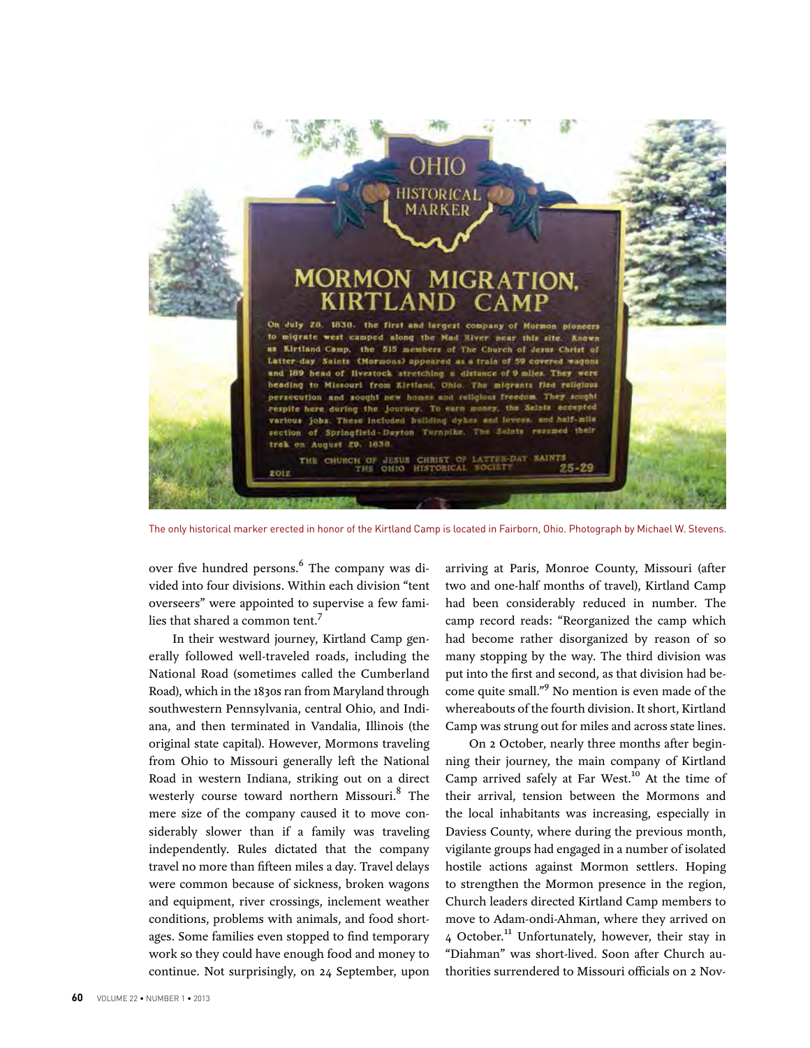The only historical marker erected in honor of the Kirtland Camp is located in Fairborn, Ohio. Photograph by Michael W. Stevens.

over five hundred persons.[6] The company was divided into four divisions. Within each division "tent overseers" were appointed to supervise a few families that shared a common tent.[7]

In their westward journey, Kirtland Camp generally followed well-traveled roads, including the National Road (sometimes called the Cumberland Road), which in the 1830s ran from Maryland through southwestern Pennsylvania, central Ohio, and Indiana, and then terminated in Vandalia, Illinois (the original state capital). However, Mormons traveling from Ohio to Missouri generally left the National Road in western Indiana, striking out on a direct westerly course toward northern Missouri.[8] The mere size of the company caused it to move considerably slower than if a family was traveling independently. Rules dictated that the company travel no more than fifteen miles a day. Travel delays were common because of sickness, broken wagons and equipment, river crossings, inclement weather conditions, problems with animals, and food shortages. Some families even stopped to find temporary work so they could have enough food and money to continue. Not surprisingly, on 24 September, upon arriving at Paris, Monroe County, Missouri (after two and one-half months of travel), Kirtland Camp had been considerably reduced in number. The camp record reads: "Reorganized the camp which had become rather disorganized by reason of so many stopping by the way. The third division was put into the first and second, as that division had become quite small."[9] No mention is even made of the whereabouts of the fourth division. It short, Kirtland Camp was strung out for miles and across state lines.

On 2 October, nearly three months after beginning their journey, the main company of Kirtland Camp arrived safely at Far West.[10] At the time of their arrival, tension between the Mormons and the local inhabitants was increasing, especially in Daviess County, where during the previous month, vigilante groups had engaged in a number of isolated hostile actions against Mormon settlers. Hoping to strengthen the Mormon presence in the region, Church leaders directed Kirtland Camp members to move to Adam-ondi-Ahman, where they arrived on 4 October.[11] Unfortunately, however, their stay in "Diahman" was short-lived. Soon after Church authorities surrendered to Missouri officials on 2 Nov-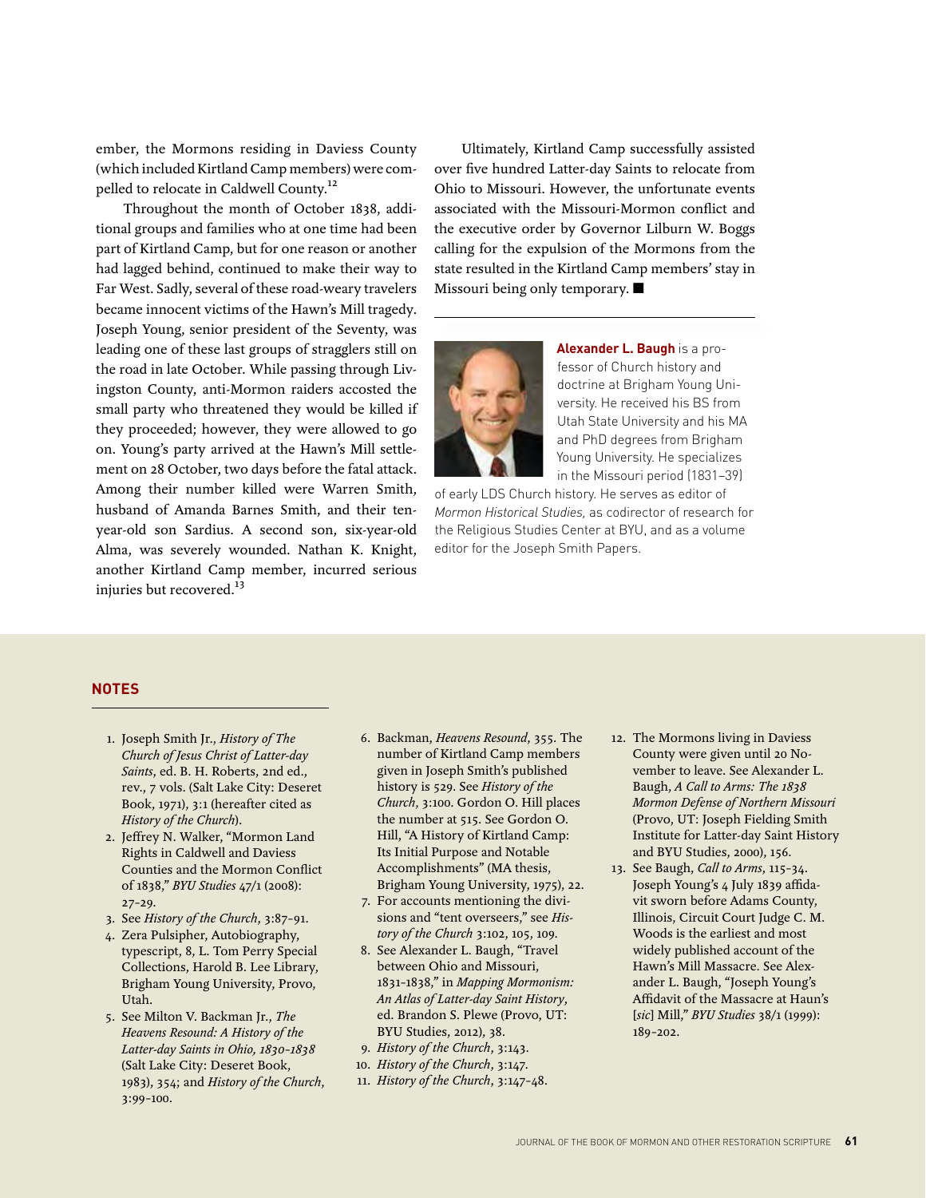ember, the Mormons residing in Daviess County (which included Kirtland Camp members) were compelled to relocate in Caldwell County.[12]

Throughout the month of October 1838, additional groups and families who at one time had been part of Kirtland Camp, but for one reason or another had lagged behind, continued to make their way to Far West. Sadly, several of these road-weary travelers became innocent victims of the Hawn's Mill tragedy. Joseph Young, senior president of the Seventy, was leading one of these last groups of stragglers still on the road in late October. While passing through Livingston County, anti-Mormon raiders accosted the small party who threatened they would be killed if they proceeded; however, they were allowed to go on. Young's party arrived at the Hawn's Mill settlement on 28 October, two days before the fatal attack. Among their number killed were Warren Smith, husband of Amanda Barnes Smith, and their ten-year-old son Sardius. A second son, six-year-old Alma, was severely wounded. Nathan K. Knight, another Kirtland Camp member, incurred serious injuries but recovered.[13]

Ultimately, Kirtland Camp successfully assisted over five hundred Latter-day Saints to relocate from Ohio to Missouri. However, the unfortunate events associated with the Missouri-Mormon conflict and the executive order by Governor Lilburn W. Boggs calling for the expulsion of the Mormons from the state resulted in the Kirtland Camp members' stay in Missouri being only temporary. ■

---

**Alexander L. Baugh** is a professor of Church history and doctrine at Brigham Young University. He received his BS from Utah State University and his MA and PhD degrees from Brigham Young University. He specializes in the Missouri period (1831–39) of early LDS Church history. He serves as editor of *Mormon Historical Studies*, as codirector of research for the Religious Studies Center at BYU, and as a volume editor for the Joseph Smith Papers.

## NOTES

1. Joseph Smith Jr., *History of The Church of Jesus Christ of Latter-day Saints*, ed. B. H. Roberts, 2nd ed., rev., 7 vols. (Salt Lake City: Deseret Book, 1971), 3:1 (hereafter cited as *History of the Church*).
2. Jeffrey N. Walker, "Mormon Land Rights in Caldwell and Daviess Counties and the Mormon Conflict of 1838," *BYU Studies* 47/1 (2008): 27–29.
3. See *History of the Church*, 3:87–91.
4. Zera Pulsipher, Autobiography, typescript, 8, L. Tom Perry Special Collections, Harold B. Lee Library, Brigham Young University, Provo, Utah.
5. See Milton V. Backman Jr., *The Heavens Resound: A History of the Latter-day Saints in Ohio, 1830–1838* (Salt Lake City: Deseret Book, 1983), 354; and *History of the Church*, 3:99–100.
6. Backman, *Heavens Resound*, 355. The number of Kirtland Camp members given in Joseph Smith's published history is 529. See *History of the Church*, 3:100. Gordon O. Hill places the number at 515. See Gordon O. Hill, "A History of Kirtland Camp: Its Initial Purpose and Notable Accomplishments" (MA thesis, Brigham Young University, 1975), 22.
7. For accounts mentioning the divisions and "tent overseers," see *History of the Church* 3:102, 105, 109.
8. See Alexander L. Baugh, "Travel between Ohio and Missouri, 1831–1838," in *Mapping Mormonism: An Atlas of Latter-day Saint History*, ed. Brandon S. Plewe (Provo, UT: BYU Studies, 2012), 38.
9. *History of the Church*, 3:143.
10. *History of the Church*, 3:147.
11. *History of the Church*, 3:147–48.
12. The Mormons living in Daviess County were given until 20 November to leave. See Alexander L. Baugh, *A Call to Arms: The 1838 Mormon Defense of Northern Missouri* (Provo, UT: Joseph Fielding Smith Institute for Latter-day Saint History and BYU Studies, 2000), 156.
13. See Baugh, *Call to Arms*, 115–34. Joseph Young's 4 July 1839 affidavit sworn before Adams County, Illinois, Circuit Court Judge C. M. Woods is the earliest and most widely published account of the Hawn's Mill Massacre. See Alexander L. Baugh, "Joseph Young's Affidavit of the Massacre at Haun's [*sic*] Mill," *BYU Studies* 38/1 (1999): 189–202.